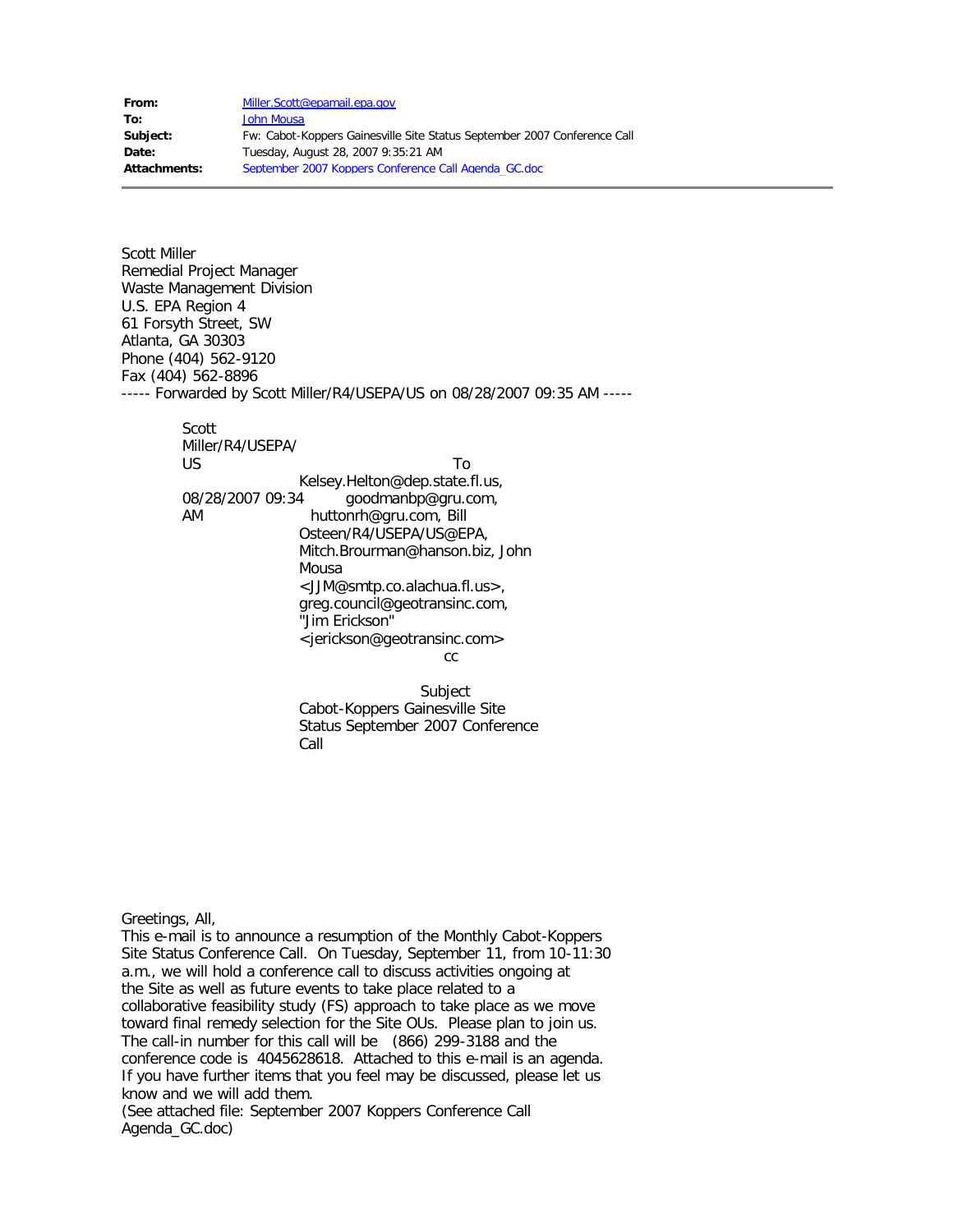**From:** Miller.Scott@epamail.epa.gov
**To:** John Mousa
**Subject:** Fw: Cabot-Koppers Gainesville Site Status September 2007 Conference Call
**Date:** Tuesday, August 28, 2007 9:35:21 AM
**Attachments:** September 2007 Koppers Conference Call Agenda_GC.doc

---

Scott Miller
Remedial Project Manager
Waste Management Division
U.S. EPA Region 4
61 Forsyth Street, SW
Atlanta, GA 30303
Phone (404) 562-9120
Fax (404) 562-8896

----- Forwarded by Scott Miller/R4/USEPA/US on 08/28/2007 09:35 AM -----

Scott Miller/R4/USEPA/US
08/28/2007 09:34 AM

To: Kelsey.Helton@dep.state.fl.us, goodmanbp@gru.com, huttonrh@gru.com, Bill Osteen/R4/USEPA/US@EPA, Mitch.Brourman@hanson.biz, John Mousa <JJM@smtp.co.alachua.fl.us>, greg.council@geotransinc.com, "Jim Erickson" <jerickson@geotransinc.com>

cc:

Subject: Cabot-Koppers Gainesville Site Status September 2007 Conference Call

Greetings, All,
This e-mail is to announce a resumption of the Monthly Cabot-Koppers Site Status Conference Call. On Tuesday, September 11, from 10-11:30 a.m., we will hold a conference call to discuss activities ongoing at the Site as well as future events to take place related to a collaborative feasibility study (FS) approach to take place as we move toward final remedy selection for the Site OUs. Please plan to join us. The call-in number for this call will be (866) 299-3188 and the conference code is 4045628618. Attached to this e-mail is an agenda. If you have further items that you feel may be discussed, please let us know and we will add them.
(See attached file: September 2007 Koppers Conference Call Agenda_GC.doc)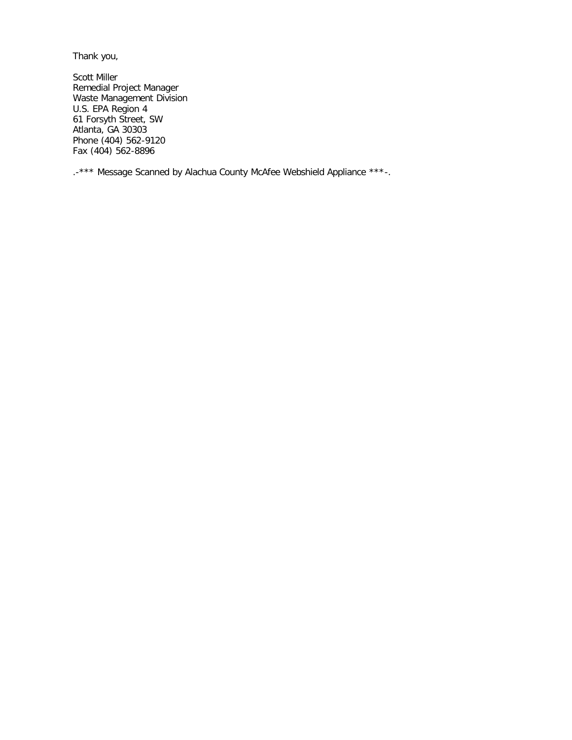Thank you,

Scott Miller
Remedial Project Manager
Waste Management Division
U.S. EPA Region 4
61 Forsyth Street, SW
Atlanta, GA 30303
Phone (404) 562-9120
Fax (404) 562-8896

.-*** Message Scanned by Alachua County McAfee Webshield Appliance ***-.